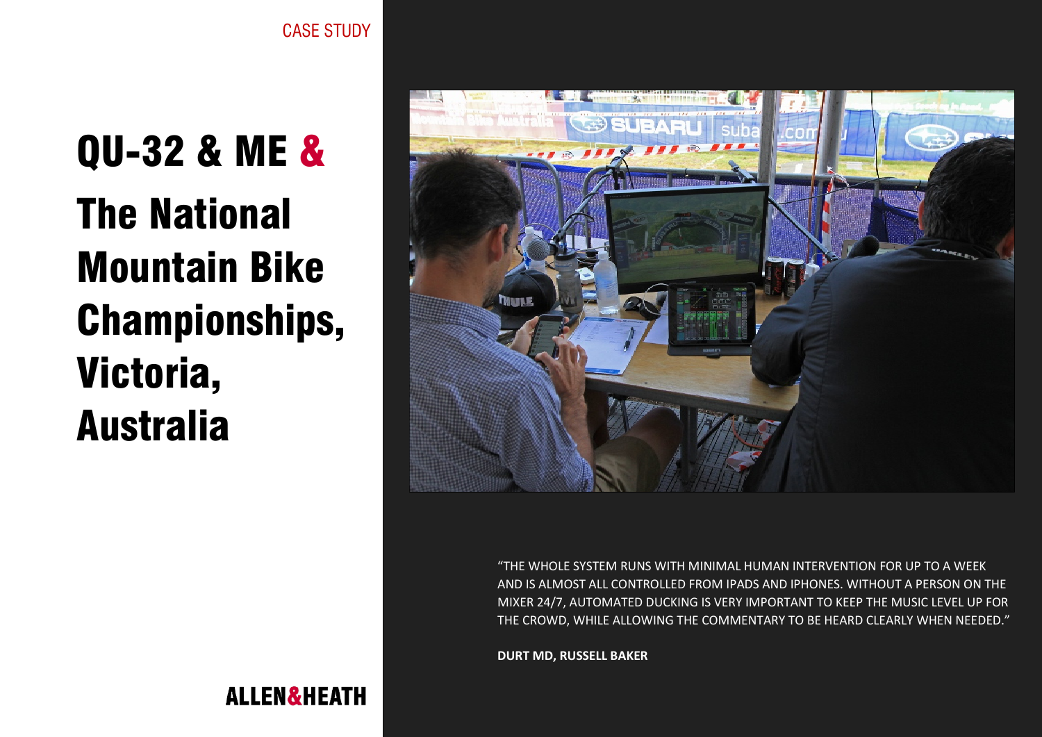CASE STUDY

# QU-32 & ME & The National Mountain Bike Championships, Victoria, Australia

"THE WHOLE SYSTEM RUNS WITH MINIMAL HUMAN INTERVENTION FOR UP TO A WEEK AND IS ALMOST ALL CONTROLLED FROM IPADS AND IPHONES. WITHOUT A PERSON ON THE MIXER 24/7, AUTOMATED DUCKING IS VERY IMPORTANT TO KEEP THE MUSIC LEVEL UP FOR THE CROWD, WHILE ALLOWING THE COMMENTARY TO BE HEARD CLEARLY WHEN NEEDED."

**DURT MD, RUSSELL BAKER**

ALLEN&HEATH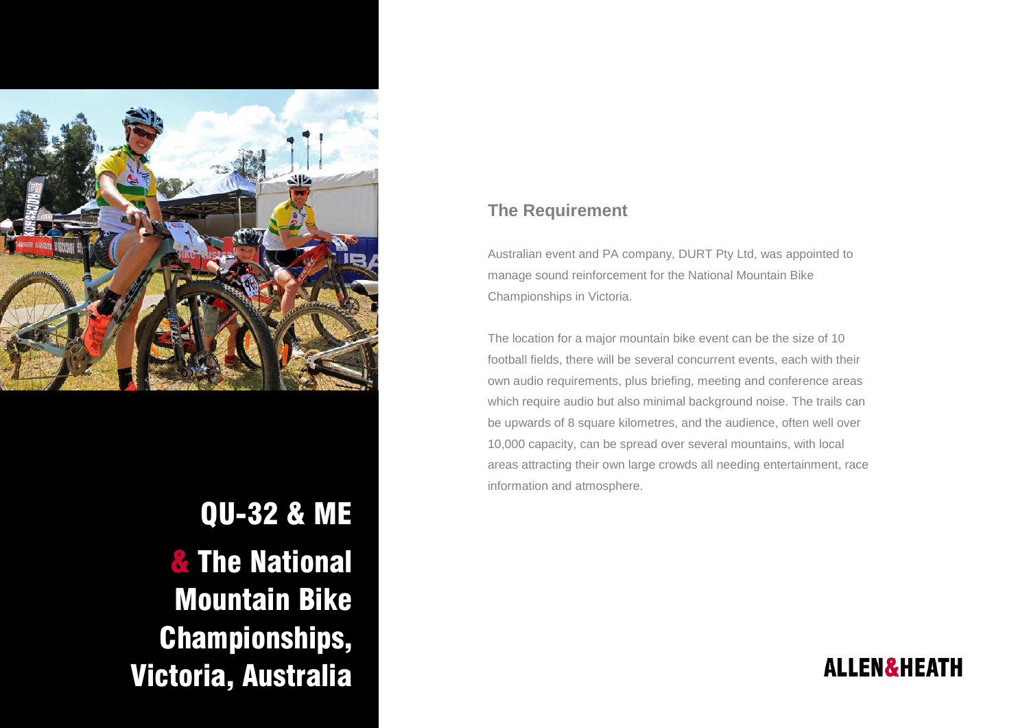# QU-32 & ME & The National Mountain Bike Championships, Victoria, Australia

## The Requirement

Australian event and PA company, DURT Pty Ltd, was appointed to manage sound reinforcement for the National Mountain Bike Championships in Victoria.

The location for a major mountain bike event can be the size of 10 football fields, there will be several concurrent events, each with their own audio requirements, plus briefing, meeting and conference areas which require audio but also minimal background noise. The trails can be upwards of 8 square kilometres, and the audience, often well over 10,000 capacity, can be spread over several mountains, with local areas attracting their own large crowds all needing entertainment, race information and atmosphere.

ALLEN&HEATH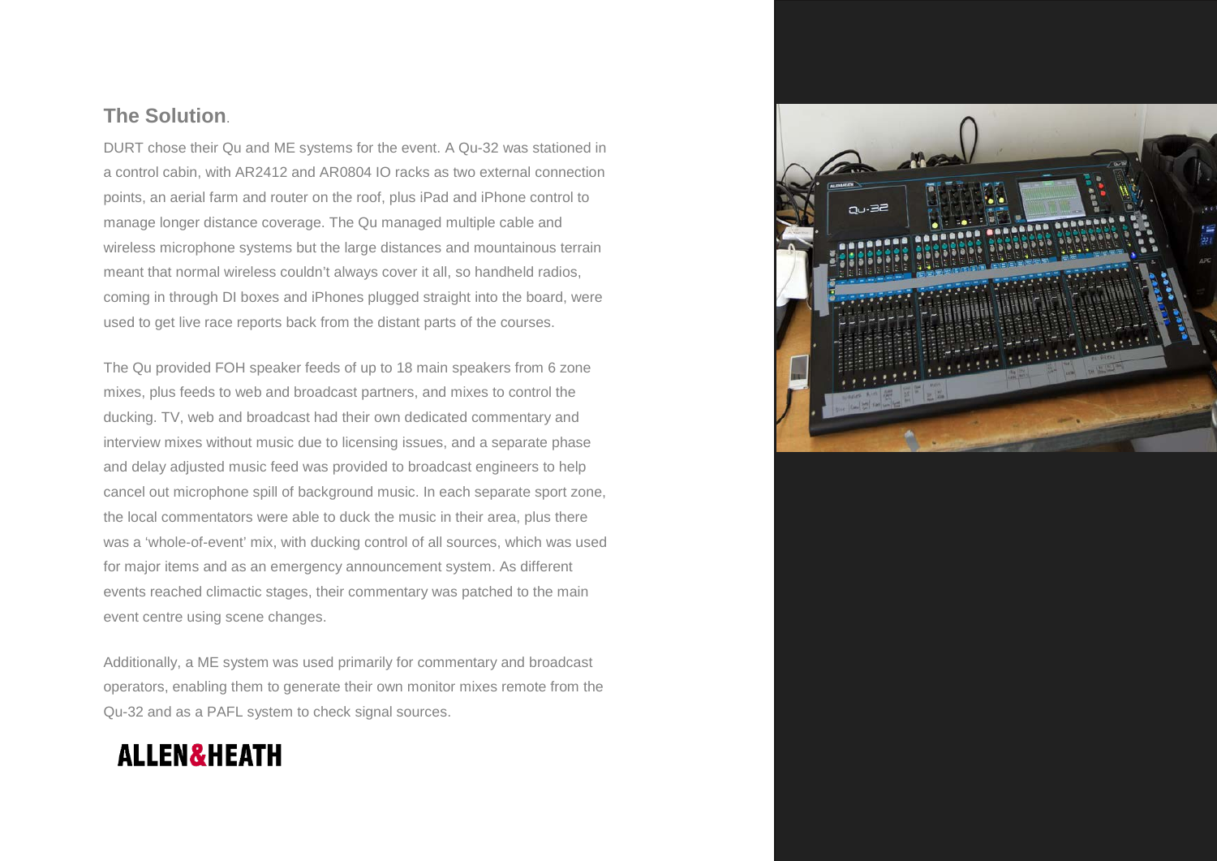## The Solution.

DURT chose their Qu and ME systems for the event. A Qu-32 was stationed in a control cabin, with AR2412 and AR0804 IO racks as two external connection points, an aerial farm and router on the roof, plus iPad and iPhone control to manage longer distance coverage. The Qu managed multiple cable and wireless microphone systems but the large distances and mountainous terrain meant that normal wireless couldn't always cover it all, so handheld radios, coming in through DI boxes and iPhones plugged straight into the board, were used to get live race reports back from the distant parts of the courses.

The Qu provided FOH speaker feeds of up to 18 main speakers from 6 zone mixes, plus feeds to web and broadcast partners, and mixes to control the ducking. TV, web and broadcast had their own dedicated commentary and interview mixes without music due to licensing issues, and a separate phase and delay adjusted music feed was provided to broadcast engineers to help cancel out microphone spill of background music. In each separate sport zone, the local commentators were able to duck the music in their area, plus there was a 'whole-of-event' mix, with ducking control of all sources, which was used for major items and as an emergency announcement system. As different events reached climactic stages, their commentary was patched to the main event centre using scene changes.

Additionally, a ME system was used primarily for commentary and broadcast operators, enabling them to generate their own monitor mixes remote from the Qu-32 and as a PAFL system to check signal sources.

**ALLEN&HEATH**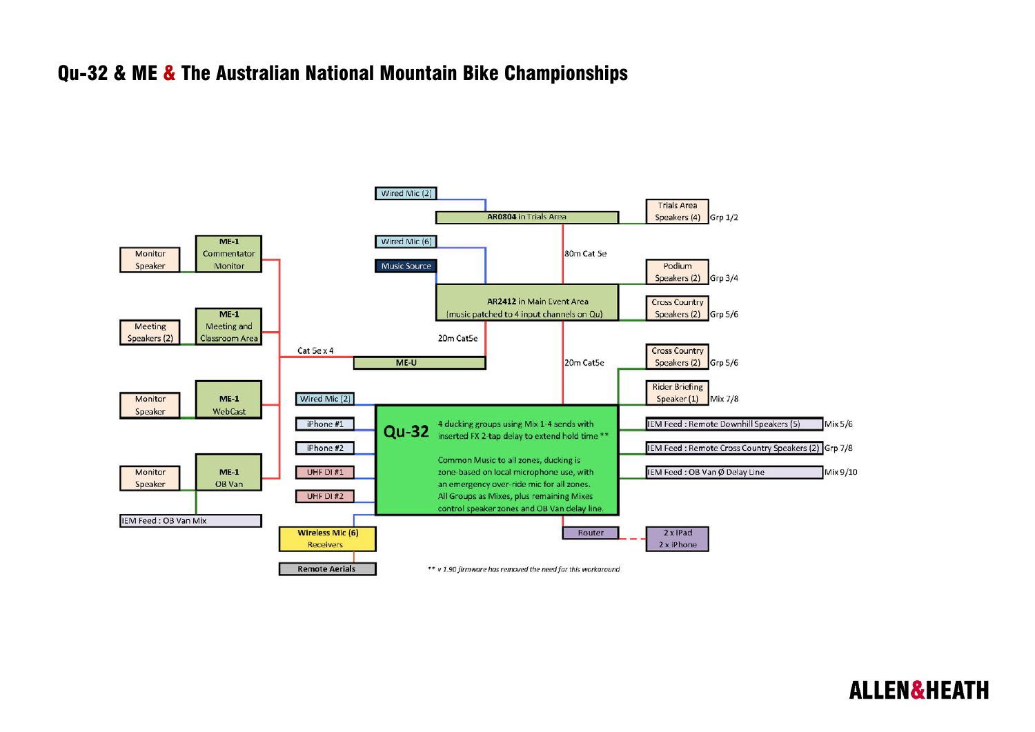# Qu-32 & ME & The Australian National Mountain Bike Championships

Wired Mic (2)

AR0804 in Trials Area

Trials Area Speakers (4)

Grp 1/2

80m Cat 5e

Wired Mic (6)

Music Source

Podium Speakers (2)

Grp 3/4

AR2412 in Main Event Area (music patched to 4 input channels on Qu)

Cross Country Speakers (2)

Grp 5/6

20m Cat5e

Cat 5e x 4

ME-U

20m Cat5e

Cross Country Speakers (2)

Grp 5/6

Rider Briefing Speaker (1)

Mix 7/8

Monitor Speaker

ME-1 Commentator Monitor

Meeting Speakers (2)

ME-1 Meeting and Classroom Area

Monitor Speaker

ME-1 WebCast

Monitor Speaker

ME-1 OB Van

IEM Feed : OB Van Mix

Wired Mic (2)

iPhone #1

iPhone #2

UHF DI #1

UHF DI #2

Wireless Mic (6) Receivers

Remote Aerials

Qu-32

4 ducking groups using Mix 1-4 sends with inserted FX 2-tap delay to extend hold time **

Common Music to all zones, ducking is zone-based on local microphone use, with an emergency over-ride mic for all zones. All Groups as Mixes, plus remaining Mixes control speaker zones and OB Van delay line.

IEM Feed : Remote Downhill Speakers (5)

Mix 5/6

IEM Feed : Remote Cross Country Speakers (2)

Grp 7/8

IEM Feed : OB Van Ø Delay Line

Mix 9/10

Router

2 x iPad
2 x iPhone

*** v 1.90 firmware has removed the need for this workaround*